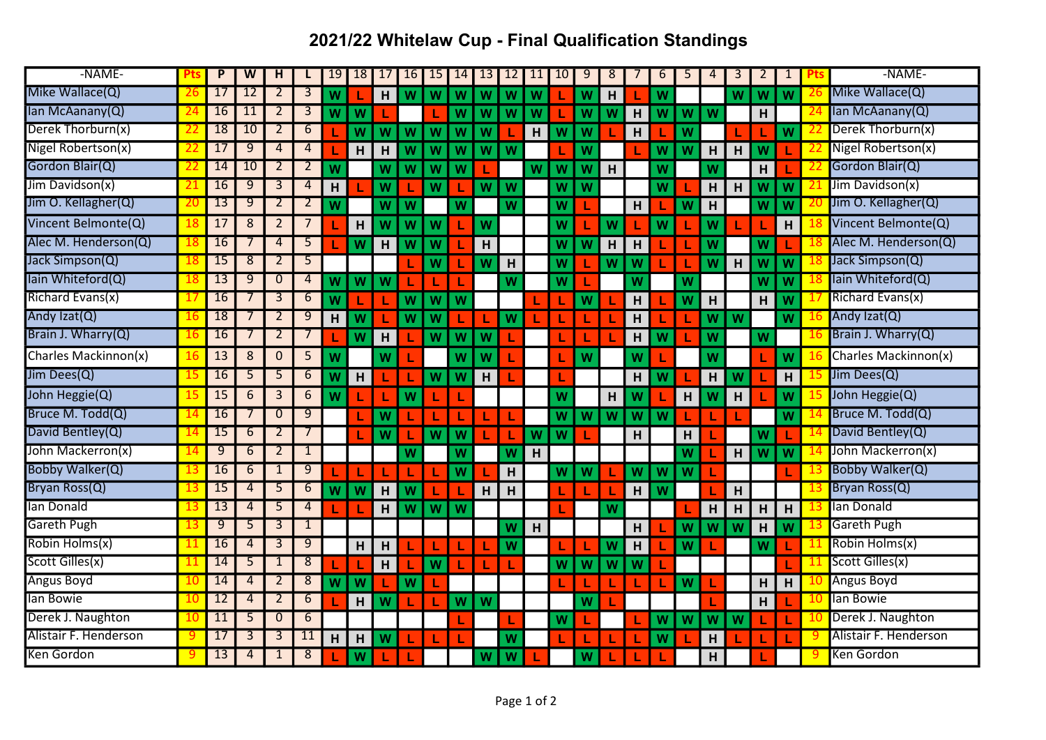# 2021/22 Whitelaw Cup - Final Qualification Standings

| -NAME- | Pts | P | W | H | L | 19 | 18 | 17 | 16 | 15 | 14 | 13 | 12 | 11 | 10 | 9 | 8 | 7 | 6 | 5 | 4 | 3 | 2 | 1 | Pts | -NAME- |
|---|---|---|---|---|---|---|---|---|---|---|---|---|---|---|---|---|---|---|---|---|---|---|---|---|---|---|
| Mike Wallace(Q) | 26 | 17 | 12 | 2 | 3 | W | L | H | W | W | W | W | W | W | L | W | H | L | W | | | W | W | W | 26 | Mike Wallace(Q) |
| Ian McAananay(Q) | 24 | 16 | 11 | 2 | 3 | W | W | L | | L | W | W | W | W | L | W | W | H | W | W | W | | H | | 24 | Ian McAananay(Q) |
| Derek Thorburn(x) | 22 | 18 | 10 | 2 | 6 | L | W | W | W | W | W | W | L | H | W | W | L | H | L | W | | L | L | W | 22 | Derek Thorburn(x) |
| Nigel Robertson(x) | 22 | 17 | 9 | 4 | 4 | L | H | H | W | W | W | W | W | | L | W | | L | W | W | H | H | W | L | 22 | Nigel Robertson(x) |
| Gordon Blair(Q) | 22 | 14 | 10 | 2 | 2 | W | | W | W | W | W | L | | W | W | W | H | | W | | W | | H | L | 22 | Gordon Blair(Q) |
| Jim Davidson(x) | 21 | 16 | 9 | 3 | 4 | H | L | W | L | W | L | W | W | | W | W | | | W | L | H | H | W | W | 21 | Jim Davidson(x) |
| Jim O. Kellagher(Q) | 20 | 13 | 9 | 2 | 2 | W | | W | W | | W | | W | | W | L | | H | L | W | H | | W | W | 20 | Jim O. Kellagher(Q) |
| Vincent Belmonte(Q) | 18 | 17 | 8 | 2 | 7 | L | H | W | W | W | L | W | | | W | L | W | L | W | L | W | L | L | H | 18 | Vincent Belmonte(Q) |
| Alec M. Henderson(Q) | 18 | 16 | 7 | 4 | 5 | L | W | H | W | W | L | H | | | W | W | H | H | L | L | W | | W | L | 18 | Alec M. Henderson(Q) |
| Jack Simpson(Q) | 18 | 15 | 8 | 2 | 5 | | | | L | W | L | W | H | | W | L | W | W | L | L | W | H | W | W | 18 | Jack Simpson(Q) |
| Iain Whiteford(Q) | 18 | 13 | 9 | 0 | 4 | W | W | W | L | L | L | | W | | W | L | | W | | W | | | W | W | 18 | Iain Whiteford(Q) |
| Richard Evans(x) | 17 | 16 | 7 | 3 | 6 | W | L | L | W | W | W | | | L | L | W | L | H | L | W | H | | H | W | 17 | Richard Evans(x) |
| Andy Izat(Q) | 16 | 18 | 7 | 2 | 9 | H | W | L | W | W | L | L | W | L | L | L | L | H | L | L | W | W | | W | 16 | Andy Izat(Q) |
| Brain J. Wharry(Q) | 16 | 16 | 7 | 2 | 7 | L | W | H | L | W | W | W | L | | L | L | L | H | W | L | W | | W | | 16 | Brain J. Wharry(Q) |
| Charles Mackinnon(x) | 16 | 13 | 8 | 0 | 5 | W | | W | L | | W | W | L | | L | W | | W | L | | W | | L | W | 16 | Charles Mackinnon(x) |
| Jim Dees(Q) | 15 | 16 | 5 | 5 | 6 | W | H | L | L | W | W | H | L | | L | | | H | W | L | H | W | L | H | 15 | Jim Dees(Q) |
| John Heggie(Q) | 15 | 15 | 6 | 3 | 6 | W | L | L | W | L | L | | | | W | | H | W | L | H | W | H | L | W | 15 | John Heggie(Q) |
| Bruce M. Todd(Q) | 14 | 16 | 7 | 0 | 9 | | L | W | L | L | L | L | L | | W | W | W | W | W | L | L | L | | W | 14 | Bruce M. Todd(Q) |
| David Bentley(Q) | 14 | 15 | 6 | 2 | 7 | | L | W | L | W | W | L | L | W | W | L | | H | | H | L | | W | L | 14 | David Bentley(Q) |
| John Mackerron(x) | 14 | 9 | 6 | 2 | 1 | | | | W | | W | | W | H | | | | | | W | L | H | W | W | 14 | John Mackerron(x) |
| Bobby Walker(Q) | 13 | 16 | 6 | 1 | 9 | L | L | L | L | L | W | L | H | | W | W | L | W | W | W | L | | | L | 13 | Bobby Walker(Q) |
| Bryan Ross(Q) | 13 | 15 | 4 | 5 | 6 | W | W | H | W | L | L | H | H | | L | L | L | H | W | | L | H | | | 13 | Bryan Ross(Q) |
| Ian Donald | 13 | 13 | 4 | 5 | 4 | L | L | H | W | W | W | | | | L | | W | | | L | H | H | H | H | 13 | Ian Donald |
| Gareth Pugh | 13 | 9 | 5 | 3 | 1 | | | | | | | | W | H | | | | H | L | W | W | W | H | W | 13 | Gareth Pugh |
| Robin Holms(x) | 11 | 16 | 4 | 3 | 9 | | H | H | L | L | L | L | W | | L | L | W | H | L | W | L | | W | L | 11 | Robin Holms(x) |
| Scott Gilles(x) | 11 | 14 | 5 | 1 | 8 | L | L | H | L | W | L | L | L | | W | W | W | W | L | | | | | L | 11 | Scott Gilles(x) |
| Angus Boyd | 10 | 14 | 4 | 2 | 8 | W | W | L | W | L | | | | | L | L | L | L | L | W | L | | H | H | 10 | Angus Boyd |
| Ian Bowie | 10 | 12 | 4 | 2 | 6 | L | H | W | L | L | W | W | | | | W | L | | | | L | | H | L | 10 | Ian Bowie |
| Derek J. Naughton | 10 | 11 | 5 | 0 | 6 | | | | | | L | | L | | W | L | | L | W | W | W | W | L | L | 10 | Derek J. Naughton |
| Alistair F. Henderson | 9 | 17 | 3 | 3 | 11 | H | H | W | L | L | L | | W | | L | L | L | L | W | L | H | L | L | L | 9 | Alistair F. Henderson |
| Ken Gordon | 9 | 13 | 4 | 1 | 8 | L | W | L | L | | | W | W | L | | W | L | L | L | | H | | L | | 9 | Ken Gordon |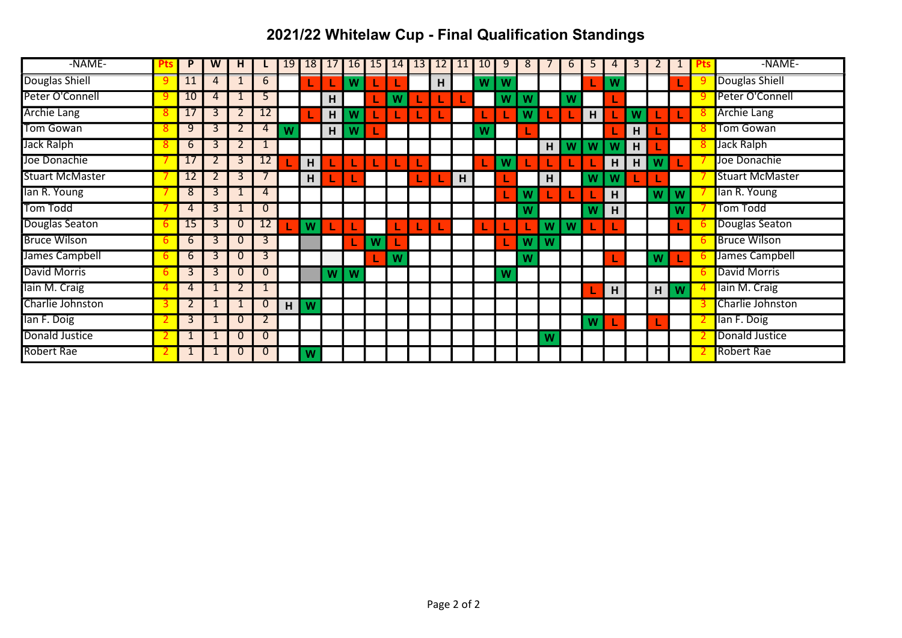# 2021/22 Whitelaw Cup - Final Qualification Standings

| -NAME- | Pts | P | W | H | L | 19 | 18 | 17 | 16 | 15 | 14 | 13 | 12 | 11 | 10 | 9 | 8 | 7 | 6 | 5 | 4 | 3 | 2 | 1 | Pts | -NAME- |
|---|---|---|---|---|---|---|---|---|---|---|---|---|---|---|---|---|---|---|---|---|---|---|---|---|---|---|
| Douglas Shiell | 9 | 11 | 4 | 1 | 6 | | L | L | W | L | L | | H | | W | W | | | | L | W | | | L | 9 | Douglas Shiell |
| Peter O'Connell | 9 | 10 | 4 | 1 | 5 | | | H | | L | W | L | L | L | | W | W | | W | | L | | | | 9 | Peter O'Connell |
| Archie Lang | 8 | 17 | 3 | 2 | 12 | | L | H | W | L | L | L | L | | L | L | W | L | L | H | L | W | L | L | 8 | Archie Lang |
| Tom Gowan | 8 | 9 | 3 | 2 | 4 | W | | H | W | L | | | | | W | | L | | | | L | H | L | | 8 | Tom Gowan |
| Jack Ralph | 8 | 6 | 3 | 2 | 1 | | | | | | | | | | | | | H | W | W | W | H | L | | 8 | Jack Ralph |
| Joe Donachie | 7 | 17 | 2 | 3 | 12 | L | H | L | L | L | L | L | | | L | W | L | L | L | L | H | H | W | L | 7 | Joe Donachie |
| Stuart McMaster | 7 | 12 | 2 | 3 | 7 | | H | L | L | | | L | L | H | | L | | H | | W | W | L | L | | 7 | Stuart McMaster |
| Ian R. Young | 7 | 8 | 3 | 1 | 4 | | | | | | | | | | | L | W | L | L | L | H | | W | W | 7 | Ian R. Young |
| Tom Todd | 7 | 4 | 3 | 1 | 0 | | | | | | | | | | | | W | | | W | H | | | W | 7 | Tom Todd |
| Douglas Seaton | 6 | 15 | 3 | 0 | 12 | L | W | L | L | | L | L | L | | L | L | L | W | W | L | L | | | L | 6 | Douglas Seaton |
| Bruce Wilson | 6 | 6 | 3 | 0 | 3 | | | | L | W | L | | | | | L | W | W | | | | | | | 6 | Bruce Wilson |
| James Campbell | 6 | 6 | 3 | 0 | 3 | | | | | L | W | | | | | | W | | | | L | | W | L | 6 | James Campbell |
| David Morris | 6 | 3 | 3 | 0 | 0 | | | W | W | | | | | | | W | | | | | | | | | 6 | David Morris |
| Iain M. Craig | 4 | 4 | 1 | 2 | 1 | | | | | | | | | | | | | | | L | H | | H | W | 4 | Iain M. Craig |
| Charlie Johnston | 3 | 2 | 1 | 1 | 0 | H | W | | | | | | | | | | | | | | | | | | 3 | Charlie Johnston |
| Ian F. Doig | 2 | 3 | 1 | 0 | 2 | | | | | | | | | | | | | | | W | L | | L | | 2 | Ian F. Doig |
| Donald Justice | 2 | 1 | 1 | 0 | 0 | | | | | | | | | | | | | W | | | | | | | 2 | Donald Justice |
| Robert Rae | 2 | 1 | 1 | 0 | 0 | | W | | | | | | | | | | | | | | | | | | 2 | Robert Rae |